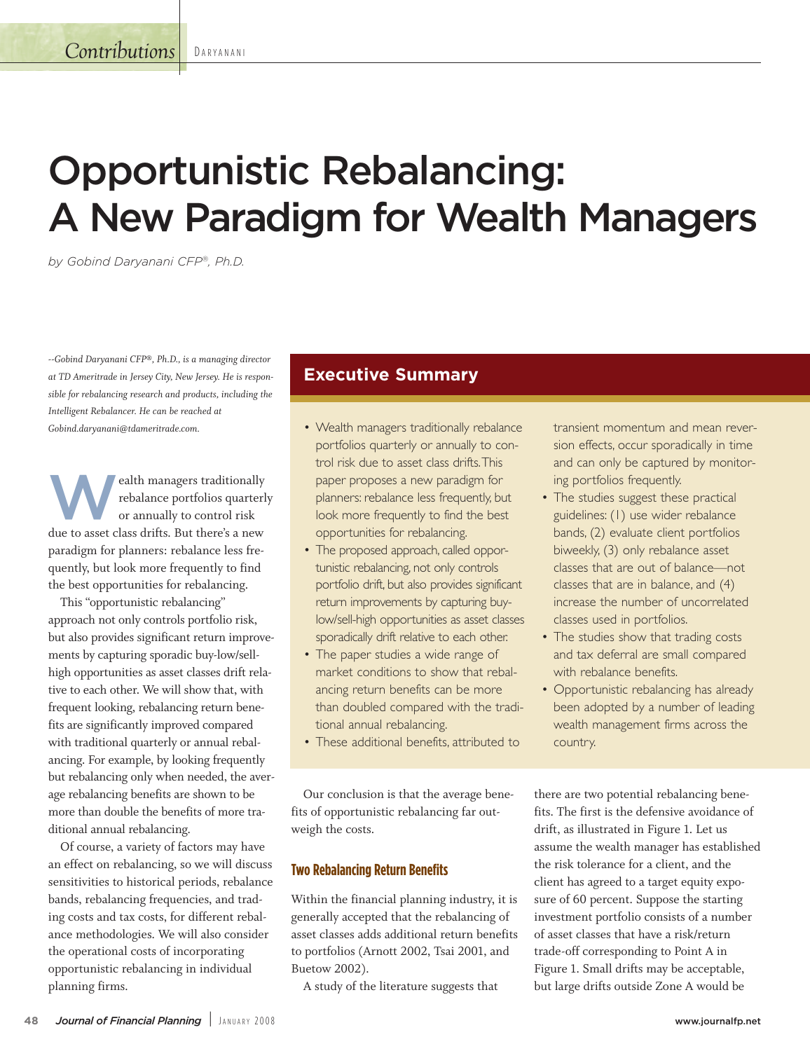# Opportunistic Rebalancing: A New Paradigm for Wealth Managers

*by Gobind Daryanani CFP®, Ph.D.*

*--Gobind Daryanani CFP®, Ph.D., is a managing director at TD Ameritrade in Jersey City, New Jersey. He is responsible for rebalancing research and products, including the Intelligent Rebalancer. He can be reached at Gobind.daryanani@tdameritrade.com.*

## Executive Summary

- Wealth managers traditionally rebalance portfolios quarterly or annually to control risk due to asset class drifts. This paper proposes a new paradigm for planners: rebalance less frequently, but look more frequently to find the best opportunities for rebalancing.
- The proposed approach, called opportunistic rebalancing, not only controls portfolio drift, but also provides significant return improvements by capturing buy-low/sell-high opportunities as asset classes sporadically drift relative to each other.
- The paper studies a wide range of market conditions to show that rebalancing return benefits can be more than doubled compared with the traditional annual rebalancing.
- These additional benefits, attributed to transient momentum and mean reversion effects, occur sporadically in time and can only be captured by monitoring portfolios frequently.
- The studies suggest these practical guidelines: (1) use wider rebalance bands, (2) evaluate client portfolios biweekly, (3) only rebalance asset classes that are out of balance—not classes that are in balance, and (4) increase the number of uncorrelated classes used in portfolios.
- The studies show that trading costs and tax deferral are small compared with rebalance benefits.
- Opportunistic rebalancing has already been adopted by a number of leading wealth management firms across the country.

Wealth managers traditionally rebalance portfolios quarterly or annually to control risk due to asset class drifts. But there's a new paradigm for planners: rebalance less frequently, but look more frequently to find the best opportunities for rebalancing.

This "opportunistic rebalancing" approach not only controls portfolio risk, but also provides significant return improvements by capturing sporadic buy-low/sell-high opportunities as asset classes drift relative to each other. We will show that, with frequent looking, rebalancing return benefits are significantly improved compared with traditional quarterly or annual rebalancing. For example, by looking frequently but rebalancing only when needed, the average rebalancing benefits are shown to be more than double the benefits of more traditional annual rebalancing.

Of course, a variety of factors may have an effect on rebalancing, so we will discuss sensitivities to historical periods, rebalance bands, rebalancing frequencies, and trading costs and tax costs, for different rebalance methodologies. We will also consider the operational costs of incorporating opportunistic rebalancing in individual planning firms.

Our conclusion is that the average benefits of opportunistic rebalancing far outweigh the costs.

### Two Rebalancing Return Benefits

Within the financial planning industry, it is generally accepted that the rebalancing of asset classes adds additional return benefits to portfolios (Arnott 2002, Tsai 2001, and Buetow 2002).

A study of the literature suggests that there are two potential rebalancing benefits. The first is the defensive avoidance of drift, as illustrated in Figure 1. Let us assume the wealth manager has established the risk tolerance for a client, and the client has agreed to a target equity exposure of 60 percent. Suppose the starting investment portfolio consists of a number of asset classes that have a risk/return trade-off corresponding to Point A in Figure 1. Small drifts may be acceptable, but large drifts outside Zone A would be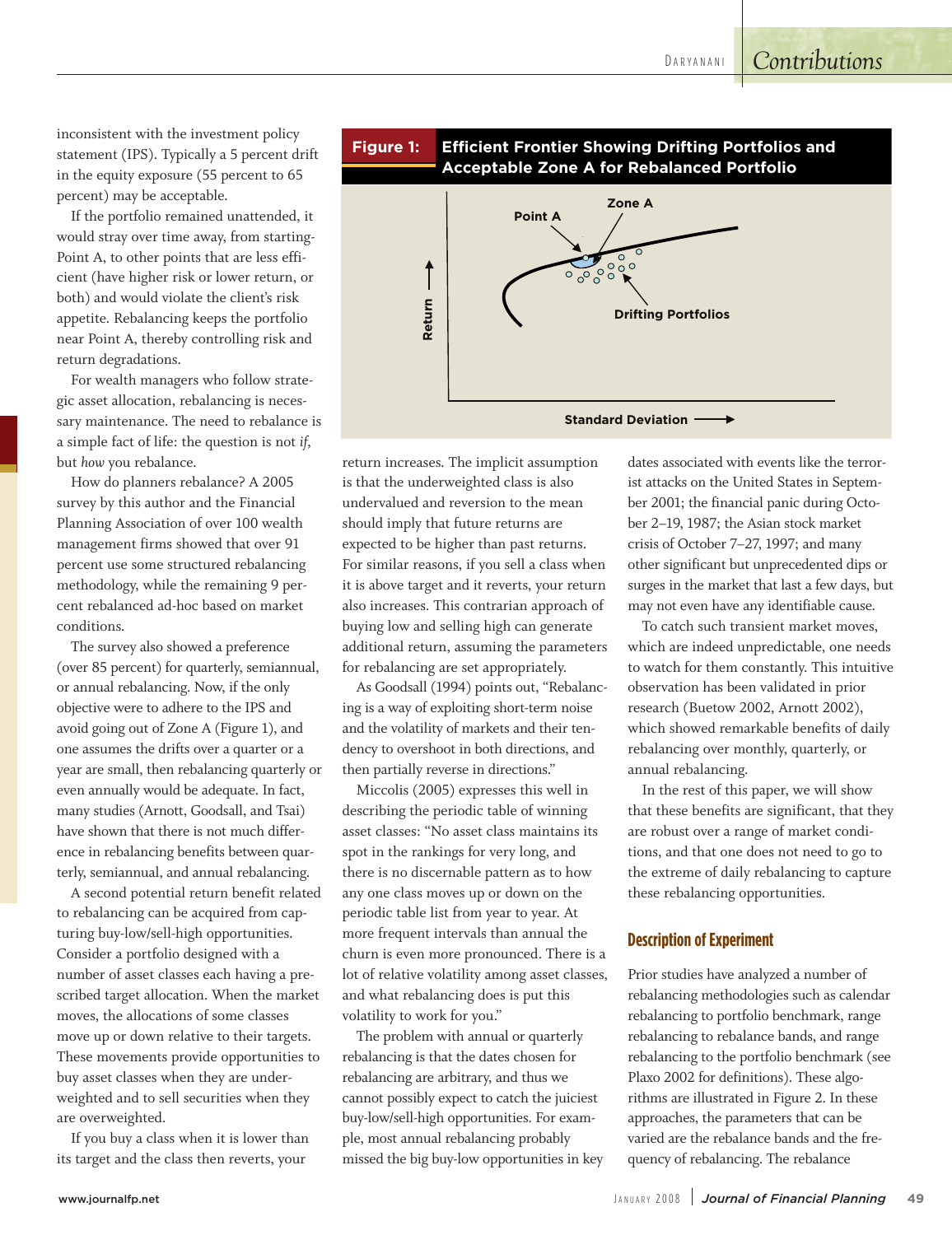inconsistent with the investment policy statement (IPS). Typically a 5 percent drift in the equity exposure (55 percent to 65 percent) may be acceptable.

If the portfolio remained unattended, it would stray over time away, from starting-Point A, to other points that are less efficient (have higher risk or lower return, or both) and would violate the client's risk appetite. Rebalancing keeps the portfolio near Point A, thereby controlling risk and return degradations.

For wealth managers who follow strategic asset allocation, rebalancing is necessary maintenance. The need to rebalance is a simple fact of life: the question is not *if*, but *how* you rebalance.

How do planners rebalance? A 2005 survey by this author and the Financial Planning Association of over 100 wealth management firms showed that over 91 percent use some structured rebalancing methodology, while the remaining 9 percent rebalanced ad-hoc based on market conditions.

The survey also showed a preference (over 85 percent) for quarterly, semiannual, or annual rebalancing. Now, if the only objective were to adhere to the IPS and avoid going out of Zone A (Figure 1), and one assumes the drifts over a quarter or a year are small, then rebalancing quarterly or even annually would be adequate. In fact, many studies (Arnott, Goodsall, and Tsai) have shown that there is not much difference in rebalancing benefits between quarterly, semiannual, and annual rebalancing.

A second potential return benefit related to rebalancing can be acquired from capturing buy-low/sell-high opportunities. Consider a portfolio designed with a number of asset classes each having a prescribed target allocation. When the market moves, the allocations of some classes move up or down relative to their targets. These movements provide opportunities to buy asset classes when they are underweighted and to sell securities when they are overweighted.

If you buy a class when it is lower than its target and the class then reverts, your return increases. The implicit assumption is that the underweighted class is also undervalued and reversion to the mean should imply that future returns are expected to be higher than past returns. For similar reasons, if you sell a class when it is above target and it reverts, your return also increases. This contrarian approach of buying low and selling high can generate additional return, assuming the parameters for rebalancing are set appropriately.

**Figure 1: Efficient Frontier Showing Drifting Portfolios and Acceptable Zone A for Rebalanced Portfolio**

As Goodsall (1994) points out, "Rebalancing is a way of exploiting short-term noise and the volatility of markets and their tendency to overshoot in both directions, and then partially reverse in directions."

Miccolis (2005) expresses this well in describing the periodic table of winning asset classes: "No asset class maintains its spot in the rankings for very long, and there is no discernable pattern as to how any one class moves up or down on the periodic table list from year to year. At more frequent intervals than annual the churn is even more pronounced. There is a lot of relative volatility among asset classes, and what rebalancing does is put this volatility to work for you."

The problem with annual or quarterly rebalancing is that the dates chosen for rebalancing are arbitrary, and thus we cannot possibly expect to catch the juiciest buy-low/sell-high opportunities. For example, most annual rebalancing probably missed the big buy-low opportunities in key dates associated with events like the terrorist attacks on the United States in September 2001; the financial panic during October 2–19, 1987; the Asian stock market crisis of October 7–27, 1997; and many other significant but unprecedented dips or surges in the market that last a few days, but may not even have any identifiable cause.

To catch such transient market moves, which are indeed unpredictable, one needs to watch for them constantly. This intuitive observation has been validated in prior research (Buetow 2002, Arnott 2002), which showed remarkable benefits of daily rebalancing over monthly, quarterly, or annual rebalancing.

In the rest of this paper, we will show that these benefits are significant, that they are robust over a range of market conditions, and that one does not need to go to the extreme of daily rebalancing to capture these rebalancing opportunities.

## Description of Experiment

Prior studies have analyzed a number of rebalancing methodologies such as calendar rebalancing to portfolio benchmark, range rebalancing to rebalance bands, and range rebalancing to the portfolio benchmark (see Plaxo 2002 for definitions). These algorithms are illustrated in Figure 2. In these approaches, the parameters that can be varied are the rebalance bands and the frequency of rebalancing. The rebalance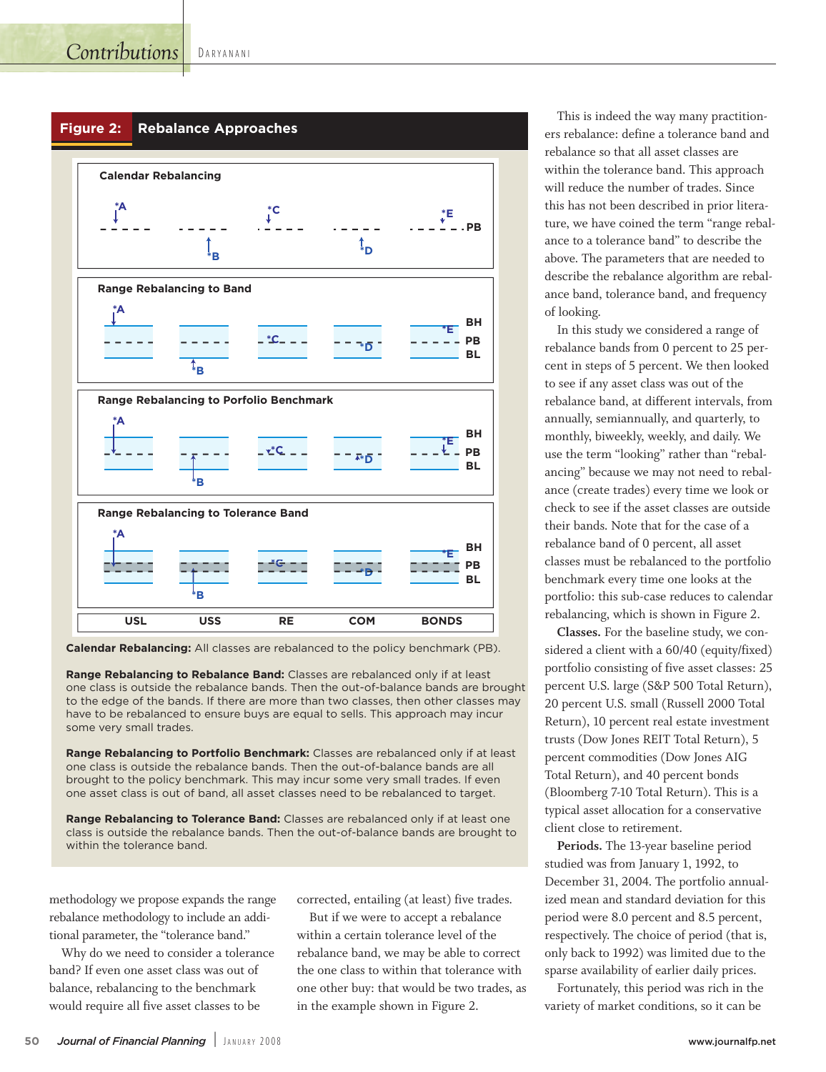## Figure 2: Rebalance Approaches

**Calendar Rebalancing:** All classes are rebalanced to the policy benchmark (PB).

**Range Rebalancing to Rebalance Band:** Classes are rebalanced only if at least one class is outside the rebalance bands. Then the out-of-balance bands are brought to the edge of the bands. If there are more than two classes, then other classes may have to be rebalanced to ensure buys are equal to sells. This approach may incur some very small trades.

**Range Rebalancing to Portfolio Benchmark:** Classes are rebalanced only if at least one class is outside the rebalance bands. Then the out-of-balance bands are all brought to the policy benchmark. This may incur some very small trades. If even one asset class is out of band, all asset classes need to be rebalanced to target.

**Range Rebalancing to Tolerance Band:** Classes are rebalanced only if at least one class is outside the rebalance bands. Then the out-of-balance bands are brought to within the tolerance band.

methodology we propose expands the range rebalance methodology to include an additional parameter, the "tolerance band."

Why do we need to consider a tolerance band? If even one asset class was out of balance, rebalancing to the benchmark would require all five asset classes to be corrected, entailing (at least) five trades.

But if we were to accept a rebalance within a certain tolerance level of the rebalance band, we may be able to correct the one class to within that tolerance with one other buy: that would be two trades, as in the example shown in Figure 2.

This is indeed the way many practitioners rebalance: define a tolerance band and rebalance so that all asset classes are within the tolerance band. This approach will reduce the number of trades. Since this has not been described in prior literature, we have coined the term "range rebalance to a tolerance band" to describe the above. The parameters that are needed to describe the rebalance algorithm are rebalance band, tolerance band, and frequency of looking.

In this study we considered a range of rebalance bands from 0 percent to 25 percent in steps of 5 percent. We then looked to see if any asset class was out of the rebalance band, at different intervals, from annually, semiannually, and quarterly, to monthly, biweekly, weekly, and daily. We use the term "looking" rather than "rebalancing" because we may not need to rebalance (create trades) every time we look or check to see if the asset classes are outside their bands. Note that for the case of a rebalance band of 0 percent, all asset classes must be rebalanced to the portfolio benchmark every time one looks at the portfolio: this sub-case reduces to calendar rebalancing, which is shown in Figure 2.

**Classes.** For the baseline study, we considered a client with a 60/40 (equity/fixed) portfolio consisting of five asset classes: 25 percent U.S. large (S&P 500 Total Return), 20 percent U.S. small (Russell 2000 Total Return), 10 percent real estate investment trusts (Dow Jones REIT Total Return), 5 percent commodities (Dow Jones AIG Total Return), and 40 percent bonds (Bloomberg 7-10 Total Return). This is a typical asset allocation for a conservative client close to retirement.

**Periods.** The 13-year baseline period studied was from January 1, 1992, to December 31, 2004. The portfolio annualized mean and standard deviation for this period were 8.0 percent and 8.5 percent, respectively. The choice of period (that is, only back to 1992) was limited due to the sparse availability of earlier daily prices.

Fortunately, this period was rich in the variety of market conditions, so it can be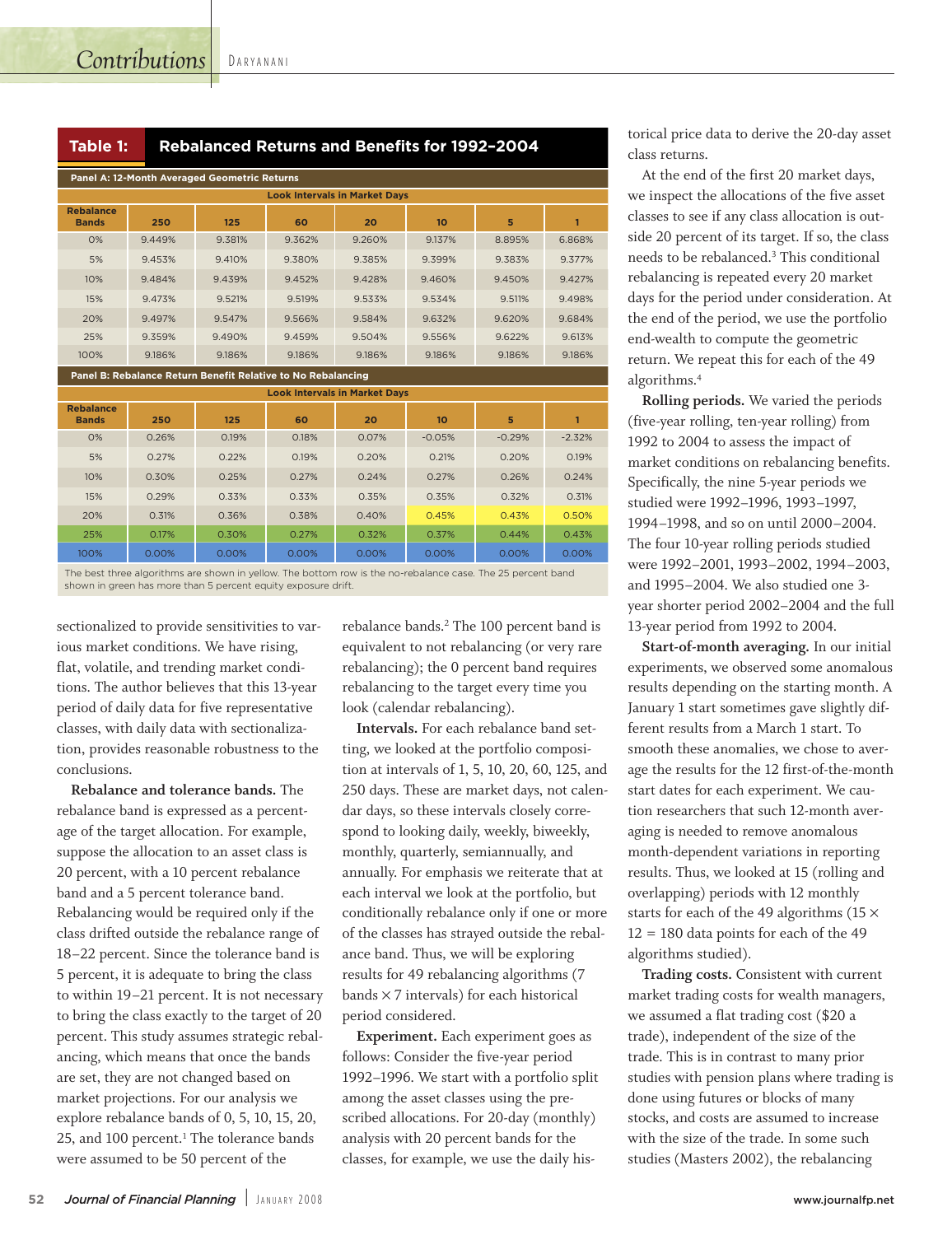**Table 1: Rebalanced Returns and Benefits for 1992–2004**

**Panel A: 12-Month Averaged Geometric Returns**

| Rebalance Bands | Look Intervals in Market Days | | | | | | |
|---|---|---|---|---|---|---|---|
| | 250 | 125 | 60 | 20 | 10 | 5 | 1 |
| 0% | 9.449% | 9.381% | 9.362% | 9.260% | 9.137% | 8.895% | 6.868% |
| 5% | 9.453% | 9.410% | 9.380% | 9.385% | 9.399% | 9.383% | 9.377% |
| 10% | 9.484% | 9.439% | 9.452% | 9.428% | 9.460% | 9.450% | 9.427% |
| 15% | 9.473% | 9.521% | 9.519% | 9.533% | 9.534% | 9.511% | 9.498% |
| 20% | 9.497% | 9.547% | 9.566% | 9.584% | 9.632% | 9.620% | 9.684% |
| 25% | 9.359% | 9.490% | 9.459% | 9.504% | 9.556% | 9.622% | 9.613% |
| 100% | 9.186% | 9.186% | 9.186% | 9.186% | 9.186% | 9.186% | 9.186% |

**Panel B: Rebalance Return Benefit Relative to No Rebalancing**

| Rebalance Bands | Look Intervals in Market Days | | | | | | |
|---|---|---|---|---|---|---|---|
| | 250 | 125 | 60 | 20 | 10 | 5 | 1 |
| 0% | 0.26% | 0.19% | 0.18% | 0.07% | -0.05% | -0.29% | -2.32% |
| 5% | 0.27% | 0.22% | 0.19% | 0.20% | 0.21% | 0.20% | 0.19% |
| 10% | 0.30% | 0.25% | 0.27% | 0.24% | 0.27% | 0.26% | 0.24% |
| 15% | 0.29% | 0.33% | 0.33% | 0.35% | 0.35% | 0.32% | 0.31% |
| 20% | 0.31% | 0.36% | 0.38% | 0.40% | 0.45% | 0.43% | 0.50% |
| 25% | 0.17% | 0.30% | 0.27% | 0.32% | 0.37% | 0.44% | 0.43% |
| 100% | 0.00% | 0.00% | 0.00% | 0.00% | 0.00% | 0.00% | 0.00% |

The best three algorithms are shown in yellow. The bottom row is the no-rebalance case. The 25 percent band shown in green has more than 5 percent equity exposure drift.

sectionalized to provide sensitivities to various market conditions. We have rising, flat, volatile, and trending market conditions. The author believes that this 13-year period of daily data for five representative classes, with daily data with sectionalization, provides reasonable robustness to the conclusions.

**Rebalance and tolerance bands.** The rebalance band is expressed as a percentage of the target allocation. For example, suppose the allocation to an asset class is 20 percent, with a 10 percent rebalance band and a 5 percent tolerance band. Rebalancing would be required only if the class drifted outside the rebalance range of 18–22 percent. Since the tolerance band is 5 percent, it is adequate to bring the class to within 19–21 percent. It is not necessary to bring the class exactly to the target of 20 percent. This study assumes strategic rebalancing, which means that once the bands are set, they are not changed based on market projections. For our analysis we explore rebalance bands of 0, 5, 10, 15, 20, 25, and 100 percent.[1] The tolerance bands were assumed to be 50 percent of the rebalance bands.[2] The 100 percent band is equivalent to not rebalancing (or very rare rebalancing); the 0 percent band requires rebalancing to the target every time you look (calendar rebalancing).

**Intervals.** For each rebalance band setting, we looked at the portfolio composition at intervals of 1, 5, 10, 20, 60, 125, and 250 days. These are market days, not calendar days, so these intervals closely correspond to looking daily, weekly, biweekly, monthly, quarterly, semiannually, and annually. For emphasis we reiterate that at each interval we look at the portfolio, but conditionally rebalance only if one or more of the classes has strayed outside the rebalance band. Thus, we will be exploring results for 49 rebalancing algorithms (7 bands × 7 intervals) for each historical period considered.

**Experiment.** Each experiment goes as follows: Consider the five-year period 1992–1996. We start with a portfolio split among the asset classes using the prescribed allocations. For 20-day (monthly) analysis with 20 percent bands for the classes, for example, we use the daily historical price data to derive the 20-day asset class returns.

At the end of the first 20 market days, we inspect the allocations of the five asset classes to see if any class allocation is outside 20 percent of its target. If so, the class needs to be rebalanced.[3] This conditional rebalancing is repeated every 20 market days for the period under consideration. At the end of the period, we use the portfolio end-wealth to compute the geometric return. We repeat this for each of the 49 algorithms.[4]

**Rolling periods.** We varied the periods (five-year rolling, ten-year rolling) from 1992 to 2004 to assess the impact of market conditions on rebalancing benefits. Specifically, the nine 5-year periods we studied were 1992–1996, 1993–1997, 1994–1998, and so on until 2000–2004. The four 10-year rolling periods studied were 1992–2001, 1993–2002, 1994–2003, and 1995–2004. We also studied one 3-year shorter period 2002–2004 and the full 13-year period from 1992 to 2004.

**Start-of-month averaging.** In our initial experiments, we observed some anomalous results depending on the starting month. A January 1 start sometimes gave slightly different results from a March 1 start. To smooth these anomalies, we chose to average the results for the 12 first-of-the-month start dates for each experiment. We caution researchers that such 12-month averaging is needed to remove anomalous month-dependent variations in reporting results. Thus, we looked at 15 (rolling and overlapping) periods with 12 monthly starts for each of the 49 algorithms (15 × 12 = 180 data points for each of the 49 algorithms studied).

**Trading costs.** Consistent with current market trading costs for wealth managers, we assumed a flat trading cost ($20 a trade), independent of the size of the trade. This is in contrast to many prior studies with pension plans where trading is done using futures or blocks of many stocks, and costs are assumed to increase with the size of the trade. In some such studies (Masters 2002), the rebalancing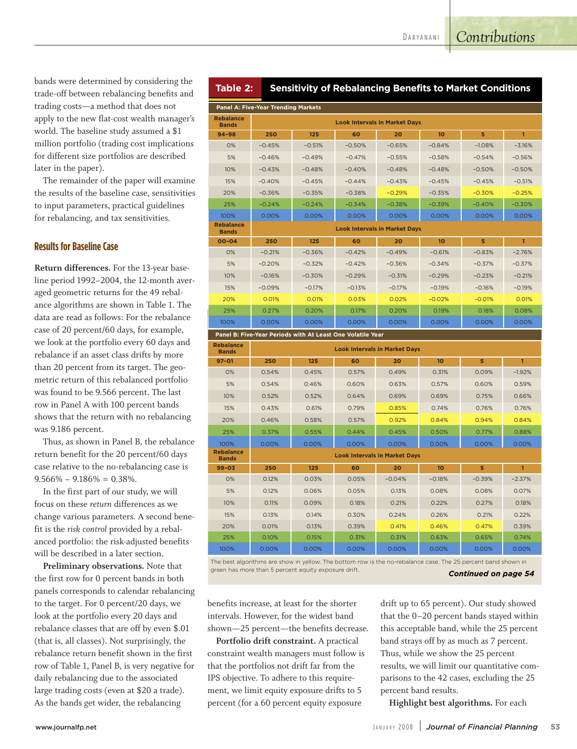bands were determined by considering the trade-off between rebalancing benefits and trading costs—a method that does not apply to the new flat-cost wealth manager's world. The baseline study assumed a $1 million portfolio (trading cost implications for different size portfolios are described later in the paper).

The remainder of the paper will examine the results of the baseline case, sensitivities to input parameters, practical guidelines for rebalancing, and tax sensitivities.

## Results for Baseline Case

**Return differences.** For the 13-year baseline period 1992–2004, the 12-month averaged geometric returns for the 49 rebalance algorithms are shown in Table 1. The data are read as follows: For the rebalance case of 20 percent/60 days, for example, we look at the portfolio every 60 days and rebalance if an asset class drifts by more than 20 percent from its target. The geometric return of this rebalanced portfolio was found to be 9.566 percent. The last row in Panel A with 100 percent bands shows that the return with no rebalancing was 9.186 percent.

Thus, as shown in Panel B, the rebalance return benefit for the 20 percent/60 days case relative to the no-rebalancing case is 9.566% – 9.186% = 0.38%.

In the first part of our study, we will focus on these *return* differences as we change various parameters. A second benefit is the *risk control* provided by a rebalanced portfolio: the risk-adjusted benefits will be described in a later section.

**Preliminary observations.** Note that the first row for 0 percent bands in both panels corresponds to calendar rebalancing to the target. For 0 percent/20 days, we look at the portfolio every 20 days and rebalance classes that are off by even $.01 (that is, all classes). Not surprisingly, the rebalance return benefit shown in the first row of Table 1, Panel B, is very negative for daily rebalancing due to the associated large trading costs (even at $20 a trade). As the bands get wider, the rebalancing

**Table 2: Sensitivity of Rebalancing Benefits to Market Conditions**

**Panel A: Five-Year Trending Markets**

| Rebalance Bands | Look Intervals in Market Days | | | | | | |
|---|---|---|---|---|---|---|---|
| **94–98** | **250** | **125** | **60** | **20** | **10** | **5** | **1** |
| 0% | –0.45% | –0.51% | –0.50% | –0.65% | –0.84% | –1.08% | –3.16% |
| 5% | –0.46% | –0.49% | –0.47% | –0.55% | –0.58% | –0.54% | –0.56% |
| 10% | –0.43% | –0.48% | –0.40% | –0.48% | –0.48% | –0.50% | –0.50% |
| 15% | –0.40% | –0.45% | –0.44% | –0.43% | –0.45% | –0.45% | –0.51% |
| 20% | –0.36% | –0.35% | –0.38% | –0.29% | –0.35% | –0.30% | –0.25% |
| 25% | –0.24% | –0.24% | –0.34% | –0.38% | –0.39% | –0.40% | –0.30% |
| 100% | 0.00% | 0.00% | 0.00% | 0.00% | 0.00% | 0.00% | 0.00% |

| Rebalance Bands | Look Intervals in Market Days | | | | | | |
|---|---|---|---|---|---|---|---|
| **00–04** | **250** | **125** | **60** | **20** | **10** | **5** | **1** |
| 0% | –0.21% | –0.36% | –0.42% | –0.49% | –0.61% | –0.83% | –2.76% |
| 5% | –0.20% | –0.32% | –0.42% | –0.36% | –0.34% | –0.37% | –0.37% |
| 10% | –0.16% | –0.30% | –0.29% | –0.31% | –0.29% | –0.23% | –0.21% |
| 15% | –0.09% | –0.17% | –0.13% | –0.17% | –0.19% | –0.16% | –0.19% |
| 20% | 0.01% | 0.01% | 0.03% | 0.02% | –0.02% | –0.01% | 0.01% |
| 25% | 0.27% | 0.20% | 0.17% | 0.20% | 0.19% | 0.18% | 0.08% |
| 100% | 0.00% | 0.00% | 0.00% | 0.00% | 0.00% | 0.00% | 0.00% |

**Panel B: Five-Year Periods with At Least One Volatile Year**

| Rebalance Bands | Look Intervals in Market Days | | | | | | |
|---|---|---|---|---|---|---|---|
| **97–01** | **250** | **125** | **60** | **20** | **10** | **5** | **1** |
| 0% | 0.54% | 0.45% | 0.57% | 0.49% | 0.31% | 0.09% | –1.92% |
| 5% | 0.54% | 0.46% | 0.60% | 0.63% | 0.57% | 0.60% | 0.59% |
| 10% | 0.52% | 0.52% | 0.64% | 0.69% | 0.69% | 0.75% | 0.66% |
| 15% | 0.43% | 0.61% | 0.79% | 0.85% | 0.74% | 0.76% | 0.76% |
| 20% | 0.46% | 0.58% | 0.57% | 0.92% | 0.84% | 0.94% | 0.84% |
| 25% | 0.37% | 0.55% | 0.44% | 0.45% | 0.50% | 0.77% | 0.88% |
| 100% | 0.00% | 0.00% | 0.00% | 0.00% | 0.00% | 0.00% | 0.00% |

| Rebalance Bands | Look Intervals in Market Days | | | | | | |
|---|---|---|---|---|---|---|---|
| **99–03** | **250** | **125** | **60** | **20** | **10** | **5** | **1** |
| 0% | 0.12% | 0.03% | 0.05% | –0.04% | –0.18% | –0.39% | –2.37% |
| 5% | 0.12% | 0.06% | 0.05% | 0.13% | 0.08% | 0.08% | 0.07% |
| 10% | 0.11% | 0.09% | 0.18% | 0.21% | 0.22% | 0.27% | 0.18% |
| 15% | 0.13% | 0.14% | 0.30% | 0.24% | 0.26% | 0.21% | 0.22% |
| 20% | 0.01% | 0.13% | 0.39% | 0.41% | 0.46% | 0.47% | 0.39% |
| 25% | 0.10% | 0.15% | 0.31% | 0.31% | 0.63% | 0.65% | 0.74% |
| 100% | 0.00% | 0.00% | 0.00% | 0.00% | 0.00% | 0.00% | 0.00% |

The best algorithms are show in yellow. The bottom row is the no-rebalance case. The 25 percent band shown in green has more than 5 percent equity exposure drift.

*Continued on page 54*

benefits increase, at least for the shorter intervals. However, for the widest band shown—25 percent—the benefits decrease.

**Portfolio drift constraint.** A practical constraint wealth managers must follow is that the portfolios not drift far from the IPS objective. To adhere to this requirement, we limit equity exposure drifts to 5 percent (for a 60 percent equity exposure drift up to 65 percent). Our study showed that the 0–20 percent bands stayed within this acceptable band, while the 25 percent band strays off by as much as 7 percent. Thus, while we show the 25 percent results, we will limit our quantitative comparisons to the 42 cases, excluding the 25 percent band results.

**Highlight best algorithms.** For each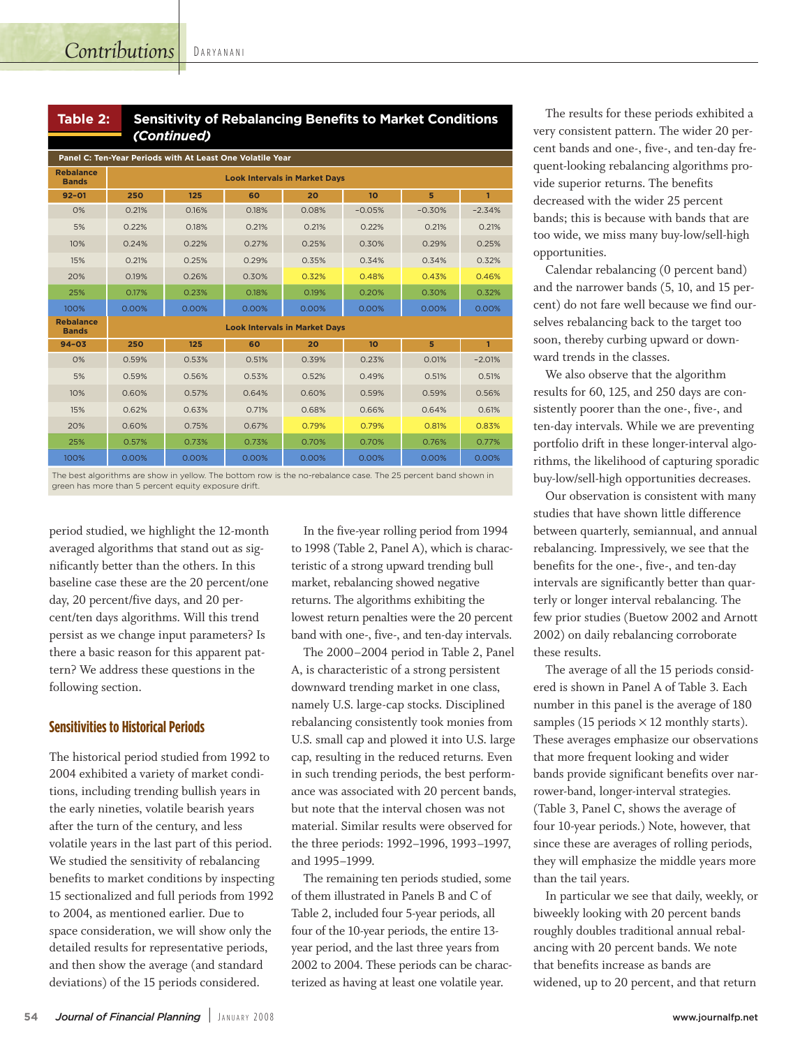**Table 2: Sensitivity of Rebalancing Benefits to Market Conditions *(Continued)***

**Panel C: Ten-Year Periods with At Least One Volatile Year**

| Rebalance Bands | Look Intervals in Market Days | | | | | | |
|---|---|---|---|---|---|---|---|
| 92–01 | 250 | 125 | 60 | 20 | 10 | 5 | 1 |
| 0% | 0.21% | 0.16% | 0.18% | 0.08% | −0.05% | −0.30% | −2.34% |
| 5% | 0.22% | 0.18% | 0.21% | 0.21% | 0.22% | 0.21% | 0.21% |
| 10% | 0.24% | 0.22% | 0.27% | 0.25% | 0.30% | 0.29% | 0.25% |
| 15% | 0.21% | 0.25% | 0.29% | 0.35% | 0.34% | 0.34% | 0.32% |
| 20% | 0.19% | 0.26% | 0.30% | 0.32% | 0.48% | 0.43% | 0.46% |
| 25% | 0.17% | 0.23% | 0.18% | 0.19% | 0.20% | 0.30% | 0.32% |
| 100% | 0.00% | 0.00% | 0.00% | 0.00% | 0.00% | 0.00% | 0.00% |
| **Rebalance Bands** | **Look Intervals in Market Days** | | | | | | |
| **94–03** | **250** | **125** | **60** | **20** | **10** | **5** | **1** |
| 0% | 0.59% | 0.53% | 0.51% | 0.39% | 0.23% | 0.01% | −2.01% |
| 5% | 0.59% | 0.56% | 0.53% | 0.52% | 0.49% | 0.51% | 0.51% |
| 10% | 0.60% | 0.57% | 0.64% | 0.60% | 0.59% | 0.59% | 0.56% |
| 15% | 0.62% | 0.63% | 0.71% | 0.68% | 0.66% | 0.64% | 0.61% |
| 20% | 0.60% | 0.75% | 0.67% | 0.79% | 0.79% | 0.81% | 0.83% |
| 25% | 0.57% | 0.73% | 0.73% | 0.70% | 0.70% | 0.76% | 0.77% |
| 100% | 0.00% | 0.00% | 0.00% | 0.00% | 0.00% | 0.00% | 0.00% |

The best algorithms are show in yellow. The bottom row is the no-rebalance case. The 25 percent band shown in green has more than 5 percent equity exposure drift.

period studied, we highlight the 12-month averaged algorithms that stand out as significantly better than the others. In this baseline case these are the 20 percent/one day, 20 percent/five days, and 20 percent/ten days algorithms. Will this trend persist as we change input parameters? Is there a basic reason for this apparent pattern? We address these questions in the following section.

## Sensitivities to Historical Periods

The historical period studied from 1992 to 2004 exhibited a variety of market conditions, including trending bullish years in the early nineties, volatile bearish years after the turn of the century, and less volatile years in the last part of this period. We studied the sensitivity of rebalancing benefits to market conditions by inspecting 15 sectionalized and full periods from 1992 to 2004, as mentioned earlier. Due to space consideration, we will show only the detailed results for representative periods, and then show the average (and standard deviations) of the 15 periods considered.

In the five-year rolling period from 1994 to 1998 (Table 2, Panel A), which is characteristic of a strong upward trending bull market, rebalancing showed negative returns. The algorithms exhibiting the lowest return penalties were the 20 percent band with one-, five-, and ten-day intervals.

The 2000–2004 period in Table 2, Panel A, is characteristic of a strong persistent downward trending market in one class, namely U.S. large-cap stocks. Disciplined rebalancing consistently took monies from U.S. small cap and plowed it into U.S. large cap, resulting in the reduced returns. Even in such trending periods, the best performance was associated with 20 percent bands, but note that the interval chosen was not material. Similar results were observed for the three periods: 1992–1996, 1993–1997, and 1995–1999.

The remaining ten periods studied, some of them illustrated in Panels B and C of Table 2, included four 5-year periods, all four of the 10-year periods, the entire 13-year period, and the last three years from 2002 to 2004. These periods can be characterized as having at least one volatile year.

The results for these periods exhibited a very consistent pattern. The wider 20 percent bands and one-, five-, and ten-day frequent-looking rebalancing algorithms provide superior returns. The benefits decreased with the wider 25 percent bands; this is because with bands that are too wide, we miss many buy-low/sell-high opportunities.

Calendar rebalancing (0 percent band) and the narrower bands (5, 10, and 15 percent) do not fare well because we find ourselves rebalancing back to the target too soon, thereby curbing upward or downward trends in the classes.

We also observe that the algorithm results for 60, 125, and 250 days are consistently poorer than the one-, five-, and ten-day intervals. While we are preventing portfolio drift in these longer-interval algorithms, the likelihood of capturing sporadic buy-low/sell-high opportunities decreases.

Our observation is consistent with many studies that have shown little difference between quarterly, semiannual, and annual rebalancing. Impressively, we see that the benefits for the one-, five-, and ten-day intervals are significantly better than quarterly or longer interval rebalancing. The few prior studies (Buetow 2002 and Arnott 2002) on daily rebalancing corroborate these results.

The average of all the 15 periods considered is shown in Panel A of Table 3. Each number in this panel is the average of 180 samples (15 periods × 12 monthly starts). These averages emphasize our observations that more frequent looking and wider bands provide significant benefits over narrower-band, longer-interval strategies. (Table 3, Panel C, shows the average of four 10-year periods.) Note, however, that since these are averages of rolling periods, they will emphasize the middle years more than the tail years.

In particular we see that daily, weekly, or biweekly looking with 20 percent bands roughly doubles traditional annual rebalancing with 20 percent bands. We note that benefits increase as bands are widened, up to 20 percent, and that return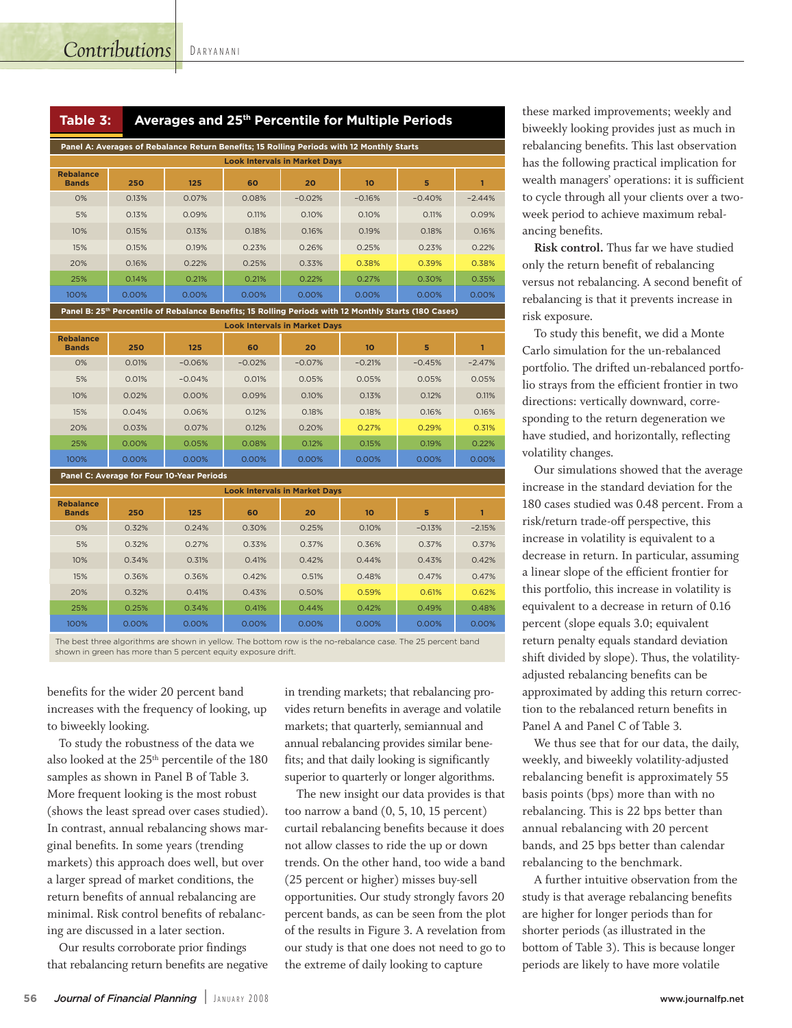**Table 3: Averages and 25th Percentile for Multiple Periods**

**Panel A: Averages of Rebalance Return Benefits; 15 Rolling Periods with 12 Monthly Starts**

| Rebalance Bands | Look Intervals in Market Days: 250 | 125 | 60 | 20 | 10 | 5 | 1 |
|---|---|---|---|---|---|---|---|
| 0% | 0.13% | 0.07% | 0.08% | −0.02% | −0.16% | −0.40% | −2.44% |
| 5% | 0.13% | 0.09% | 0.11% | 0.10% | 0.10% | 0.11% | 0.09% |
| 10% | 0.15% | 0.13% | 0.18% | 0.16% | 0.19% | 0.18% | 0.16% |
| 15% | 0.15% | 0.19% | 0.23% | 0.26% | 0.25% | 0.23% | 0.22% |
| 20% | 0.16% | 0.22% | 0.25% | 0.33% | 0.38% | 0.39% | 0.38% |
| 25% | 0.14% | 0.21% | 0.21% | 0.22% | 0.27% | 0.30% | 0.35% |
| 100% | 0.00% | 0.00% | 0.00% | 0.00% | 0.00% | 0.00% | 0.00% |

**Panel B: 25th Percentile of Rebalance Benefits; 15 Rolling Periods with 12 Monthly Starts (180 Cases)**

| Rebalance Bands | Look Intervals in Market Days: 250 | 125 | 60 | 20 | 10 | 5 | 1 |
|---|---|---|---|---|---|---|---|
| 0% | 0.01% | −0.06% | −0.02% | −0.07% | −0.21% | −0.45% | −2.47% |
| 5% | 0.01% | −0.04% | 0.01% | 0.05% | 0.05% | 0.05% | 0.05% |
| 10% | 0.02% | 0.00% | 0.09% | 0.10% | 0.13% | 0.12% | 0.11% |
| 15% | 0.04% | 0.06% | 0.12% | 0.18% | 0.18% | 0.16% | 0.16% |
| 20% | 0.03% | 0.07% | 0.12% | 0.20% | 0.27% | 0.29% | 0.31% |
| 25% | 0.00% | 0.05% | 0.08% | 0.12% | 0.15% | 0.19% | 0.22% |
| 100% | 0.00% | 0.00% | 0.00% | 0.00% | 0.00% | 0.00% | 0.00% |

**Panel C: Average for Four 10-Year Periods**

| Rebalance Bands | Look Intervals in Market Days: 250 | 125 | 60 | 20 | 10 | 5 | 1 |
|---|---|---|---|---|---|---|---|
| 0% | 0.32% | 0.24% | 0.30% | 0.25% | 0.10% | −0.13% | −2.15% |
| 5% | 0.32% | 0.27% | 0.33% | 0.37% | 0.36% | 0.37% | 0.37% |
| 10% | 0.34% | 0.31% | 0.41% | 0.42% | 0.44% | 0.43% | 0.42% |
| 15% | 0.36% | 0.36% | 0.42% | 0.51% | 0.48% | 0.47% | 0.47% |
| 20% | 0.32% | 0.41% | 0.43% | 0.50% | 0.59% | 0.61% | 0.62% |
| 25% | 0.25% | 0.34% | 0.41% | 0.44% | 0.42% | 0.49% | 0.48% |
| 100% | 0.00% | 0.00% | 0.00% | 0.00% | 0.00% | 0.00% | 0.00% |

The best three algorithms are shown in yellow. The bottom row is the no-rebalance case. The 25 percent band shown in green has more than 5 percent equity exposure drift.

benefits for the wider 20 percent band increases with the frequency of looking, up to biweekly looking.

To study the robustness of the data we also looked at the 25th percentile of the 180 samples as shown in Panel B of Table 3. More frequent looking is the most robust (shows the least spread over cases studied). In contrast, annual rebalancing shows marginal benefits. In some years (trending markets) this approach does well, but over a larger spread of market conditions, the return benefits of annual rebalancing are minimal. Risk control benefits of rebalancing are discussed in a later section.

Our results corroborate prior findings that rebalancing return benefits are negative in trending markets; that rebalancing provides return benefits in average and volatile markets; that quarterly, semiannual and annual rebalancing provides similar benefits; and that daily looking is significantly superior to quarterly or longer algorithms.

The new insight our data provides is that too narrow a band (0, 5, 10, 15 percent) curtail rebalancing benefits because it does not allow classes to ride the up or down trends. On the other hand, too wide a band (25 percent or higher) misses buy-sell opportunities. Our study strongly favors 20 percent bands, as can be seen from the plot of the results in Figure 3. A revelation from our study is that one does not need to go to the extreme of daily looking to capture these marked improvements; weekly and biweekly looking provides just as much in rebalancing benefits. This last observation has the following practical implication for wealth managers' operations: it is sufficient to cycle through all your clients over a two-week period to achieve maximum rebalancing benefits.

**Risk control.** Thus far we have studied only the return benefit of rebalancing versus not rebalancing. A second benefit of rebalancing is that it prevents increase in risk exposure.

To study this benefit, we did a Monte Carlo simulation for the un-rebalanced portfolio. The drifted un-rebalanced portfolio strays from the efficient frontier in two directions: vertically downward, corresponding to the return degeneration we have studied, and horizontally, reflecting volatility changes.

Our simulations showed that the average increase in the standard deviation for the 180 cases studied was 0.48 percent. From a risk/return trade-off perspective, this increase in volatility is equivalent to a decrease in return. In particular, assuming a linear slope of the efficient frontier for this portfolio, this increase in volatility is equivalent to a decrease in return of 0.16 percent (slope equals 3.0; equivalent return penalty equals standard deviation shift divided by slope). Thus, the volatility-adjusted rebalancing benefits can be approximated by adding this return correction to the rebalanced return benefits in Panel A and Panel C of Table 3.

We thus see that for our data, the daily, weekly, and biweekly volatility-adjusted rebalancing benefit is approximately 55 basis points (bps) more than with no rebalancing. This is 22 bps better than annual rebalancing with 20 percent bands, and 25 bps better than calendar rebalancing to the benchmark.

A further intuitive observation from the study is that average rebalancing benefits are higher for longer periods than for shorter periods (as illustrated in the bottom of Table 3). This is because longer periods are likely to have more volatile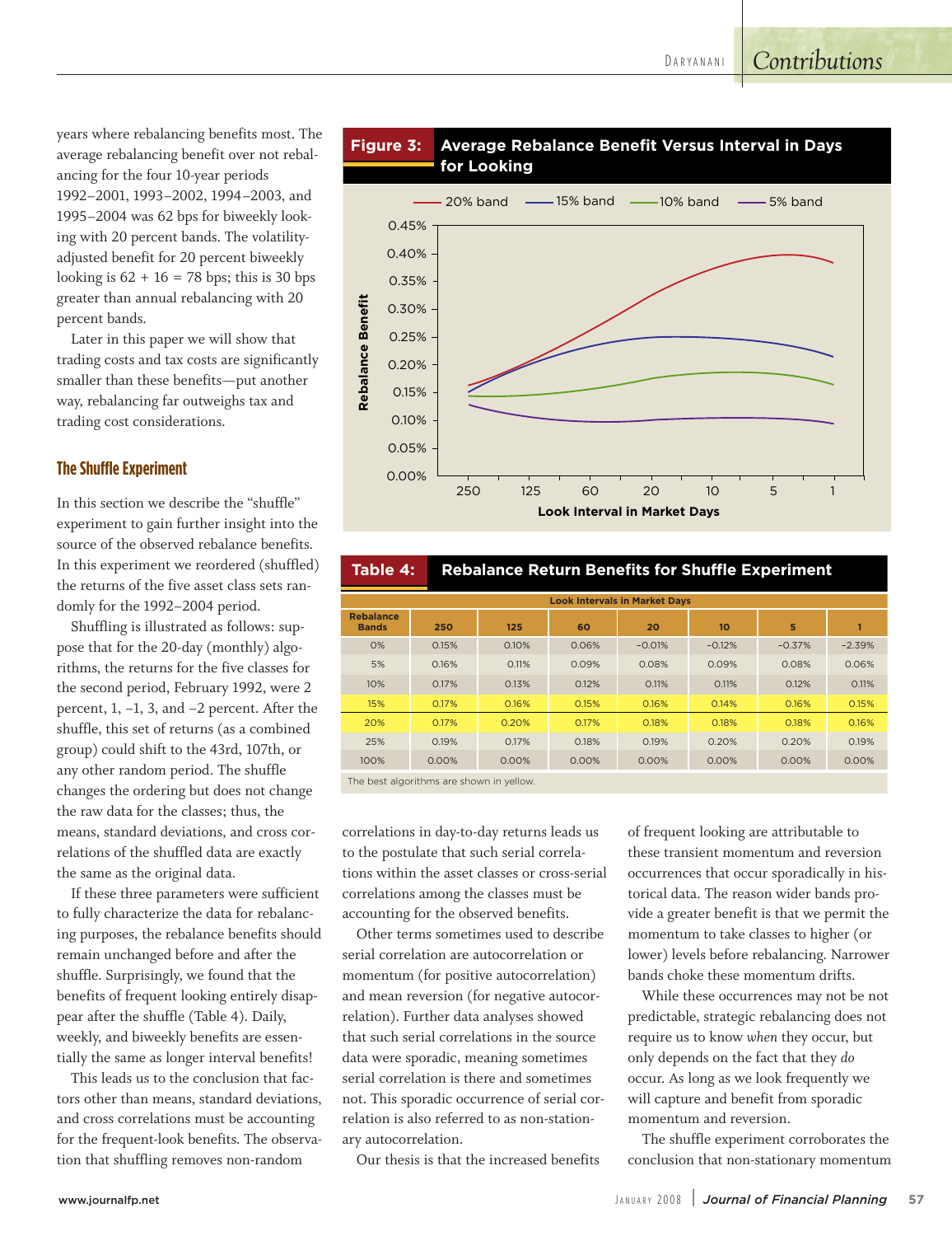years where rebalancing benefits most. The average rebalancing benefit over not rebalancing for the four 10-year periods 1992–2001, 1993–2002, 1994–2003, and 1995–2004 was 62 bps for biweekly looking with 20 percent bands. The volatility-adjusted benefit for 20 percent biweekly looking is 62 + 16 = 78 bps; this is 30 bps greater than annual rebalancing with 20 percent bands.

Later in this paper we will show that trading costs and tax costs are significantly smaller than these benefits—put another way, rebalancing far outweighs tax and trading cost considerations.

### The Shuffle Experiment

In this section we describe the "shuffle" experiment to gain further insight into the source of the observed rebalance benefits. In this experiment we reordered (shuffled) the returns of the five asset class sets randomly for the 1992–2004 period.

Shuffling is illustrated as follows: suppose that for the 20-day (monthly) algorithms, the returns for the five classes for the second period, February 1992, were 2 percent, 1, –1, 3, and –2 percent. After the shuffle, this set of returns (as a combined group) could shift to the 43rd, 107th, or any other random period. The shuffle changes the ordering but does not change the raw data for the classes; thus, the means, standard deviations, and cross correlations of the shuffled data are exactly the same as the original data.

If these three parameters were sufficient to fully characterize the data for rebalancing purposes, the rebalance benefits should remain unchanged before and after the shuffle. Surprisingly, we found that the benefits of frequent looking entirely disappear after the shuffle (Table 4). Daily, weekly, and biweekly benefits are essentially the same as longer interval benefits!

This leads us to the conclusion that factors other than means, standard deviations, and cross correlations must be accounting for the frequent-look benefits. The observation that shuffling removes non-random correlations in day-to-day returns leads us to the postulate that such serial correlations within the asset classes or cross-serial correlations among the classes must be accounting for the observed benefits.

Other terms sometimes used to describe serial correlation are autocorrelation or momentum (for positive autocorrelation) and mean reversion (for negative autocorrelation). Further data analyses showed that such serial correlations in the source data were sporadic, meaning sometimes serial correlation is there and sometimes not. This sporadic occurrence of serial correlation is also referred to as non-stationary autocorrelation.

Our thesis is that the increased benefits of frequent looking are attributable to these transient momentum and reversion occurrences that occur sporadically in historical data. The reason wider bands provide a greater benefit is that we permit the momentum to take classes to higher (or lower) levels before rebalancing. Narrower bands choke these momentum drifts.

While these occurrences may not be not predictable, strategic rebalancing does not require us to know *when* they occur, but only depends on the fact that they *do* occur. As long as we look frequently we will capture and benefit from sporadic momentum and reversion.

The shuffle experiment corroborates the conclusion that non-stationary momentum

**Figure 3: Average Rebalance Benefit Versus Interval in Days for Looking**

**Table 4: Rebalance Return Benefits for Shuffle Experiment**

| Rebalance Bands | Look Intervals in Market Days: 250 | 125 | 60 | 20 | 10 | 5 | 1 |
|---|---|---|---|---|---|---|---|
| 0% | 0.15% | 0.10% | 0.06% | −0.01% | −0.12% | −0.37% | −2.39% |
| 5% | 0.16% | 0.11% | 0.09% | 0.08% | 0.09% | 0.08% | 0.06% |
| 10% | 0.17% | 0.13% | 0.12% | 0.11% | 0.11% | 0.12% | 0.11% |
| 15% | 0.17% | 0.16% | 0.15% | 0.16% | 0.14% | 0.16% | 0.15% |
| 20% | 0.17% | 0.20% | 0.17% | 0.18% | 0.18% | 0.18% | 0.16% |
| 25% | 0.19% | 0.17% | 0.18% | 0.19% | 0.20% | 0.20% | 0.19% |
| 100% | 0.00% | 0.00% | 0.00% | 0.00% | 0.00% | 0.00% | 0.00% |

The best algorithms are shown in yellow.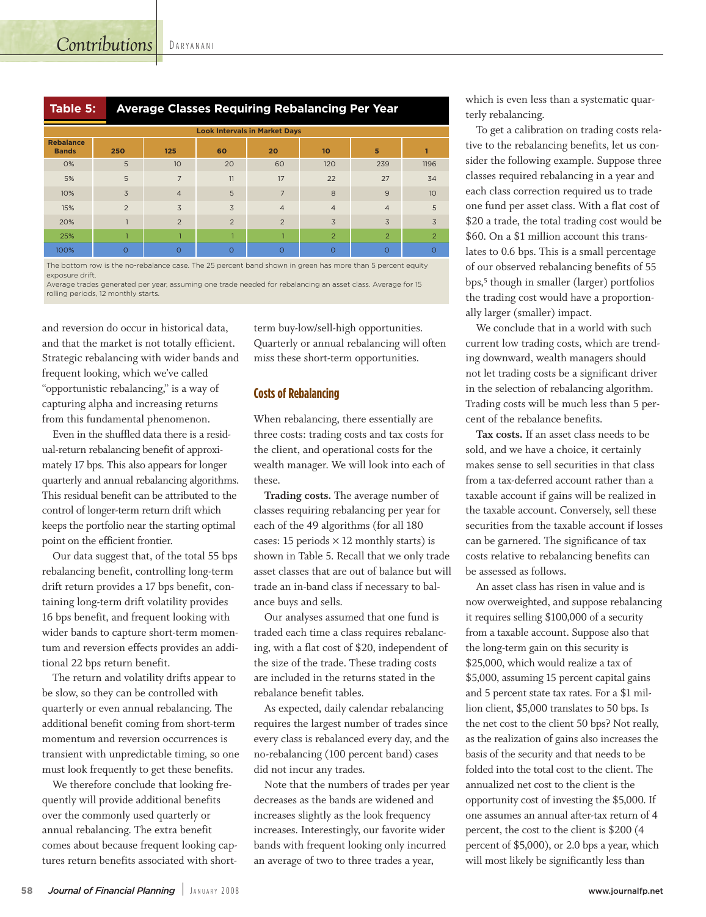**Table 5: Average Classes Requiring Rebalancing Per Year**

| Rebalance Bands | Look Intervals in Market Days | | | | | | |
|---|---|---|---|---|---|---|---|
| | 250 | 125 | 60 | 20 | 10 | 5 | 1 |
| 0% | 5 | 10 | 20 | 60 | 120 | 239 | 1196 |
| 5% | 5 | 7 | 11 | 17 | 22 | 27 | 34 |
| 10% | 3 | 4 | 5 | 7 | 8 | 9 | 10 |
| 15% | 2 | 3 | 3 | 4 | 4 | 4 | 5 |
| 20% | 1 | 2 | 2 | 2 | 3 | 3 | 3 |
| 25% | 1 | 1 | 1 | 1 | 2 | 2 | 2 |
| 100% | 0 | 0 | 0 | 0 | 0 | 0 | 0 |

The bottom row is the no-rebalance case. The 25 percent band shown in green has more than 5 percent equity exposure drift.
Average trades generated per year, assuming one trade needed for rebalancing an asset class. Average for 15 rolling periods, 12 monthly starts.

and reversion do occur in historical data, and that the market is not totally efficient. Strategic rebalancing with wider bands and frequent looking, which we've called "opportunistic rebalancing," is a way of capturing alpha and increasing returns from this fundamental phenomenon.

Even in the shuffled data there is a residual-return rebalancing benefit of approximately 17 bps. This also appears for longer quarterly and annual rebalancing algorithms. This residual benefit can be attributed to the control of longer-term return drift which keeps the portfolio near the starting optimal point on the efficient frontier.

Our data suggest that, of the total 55 bps rebalancing benefit, controlling long-term drift return provides a 17 bps benefit, containing long-term drift volatility provides 16 bps benefit, and frequent looking with wider bands to capture short-term momentum and reversion effects provides an additional 22 bps return benefit.

The return and volatility drifts appear to be slow, so they can be controlled with quarterly or even annual rebalancing. The additional benefit coming from short-term momentum and reversion occurrences is transient with unpredictable timing, so one must look frequently to get these benefits.

We therefore conclude that looking frequently will provide additional benefits over the commonly used quarterly or annual rebalancing. The extra benefit comes about because frequent looking captures return benefits associated with short-term buy-low/sell-high opportunities. Quarterly or annual rebalancing will often miss these short-term opportunities.

## Costs of Rebalancing

When rebalancing, there essentially are three costs: trading costs and tax costs for the client, and operational costs for the wealth manager. We will look into each of these.

**Trading costs.** The average number of classes requiring rebalancing per year for each of the 49 algorithms (for all 180 cases: 15 periods × 12 monthly starts) is shown in Table 5. Recall that we only trade asset classes that are out of balance but will trade an in-band class if necessary to balance buys and sells.

Our analyses assumed that one fund is traded each time a class requires rebalancing, with a flat cost of $20, independent of the size of the trade. These trading costs are included in the returns stated in the rebalance benefit tables.

As expected, daily calendar rebalancing requires the largest number of trades since every class is rebalanced every day, and the no-rebalancing (100 percent band) cases did not incur any trades.

Note that the numbers of trades per year decreases as the bands are widened and increases slightly as the look frequency increases. Interestingly, our favorite wider bands with frequent looking only incurred an average of two to three trades a year, which is even less than a systematic quarterly rebalancing.

To get a calibration on trading costs relative to the rebalancing benefits, let us consider the following example. Suppose three classes required rebalancing in a year and each class correction required us to trade one fund per asset class. With a flat cost of $20 a trade, the total trading cost would be $60. On a $1 million account this translates to 0.6 bps. This is a small percentage of our observed rebalancing benefits of 55 bps,[5] though in smaller (larger) portfolios the trading cost would have a proportionally larger (smaller) impact.

We conclude that in a world with such current low trading costs, which are trending downward, wealth managers should not let trading costs be a significant driver in the selection of rebalancing algorithm. Trading costs will be much less than 5 percent of the rebalance benefits.

**Tax costs.** If an asset class needs to be sold, and we have a choice, it certainly makes sense to sell securities in that class from a tax-deferred account rather than a taxable account if gains will be realized in the taxable account. Conversely, sell these securities from the taxable account if losses can be garnered. The significance of tax costs relative to rebalancing benefits can be assessed as follows.

An asset class has risen in value and is now overweighted, and suppose rebalancing it requires selling $100,000 of a security from a taxable account. Suppose also that the long-term gain on this security is $25,000, which would realize a tax of $5,000, assuming 15 percent capital gains and 5 percent state tax rates. For a $1 million client, $5,000 translates to 50 bps. Is the net cost to the client 50 bps? Not really, as the realization of gains also increases the basis of the security and that needs to be folded into the total cost to the client. The annualized net cost to the client is the opportunity cost of investing the $5,000. If one assumes an annual after-tax return of 4 percent, the cost to the client is $200 (4 percent of $5,000), or 2.0 bps a year, which will most likely be significantly less than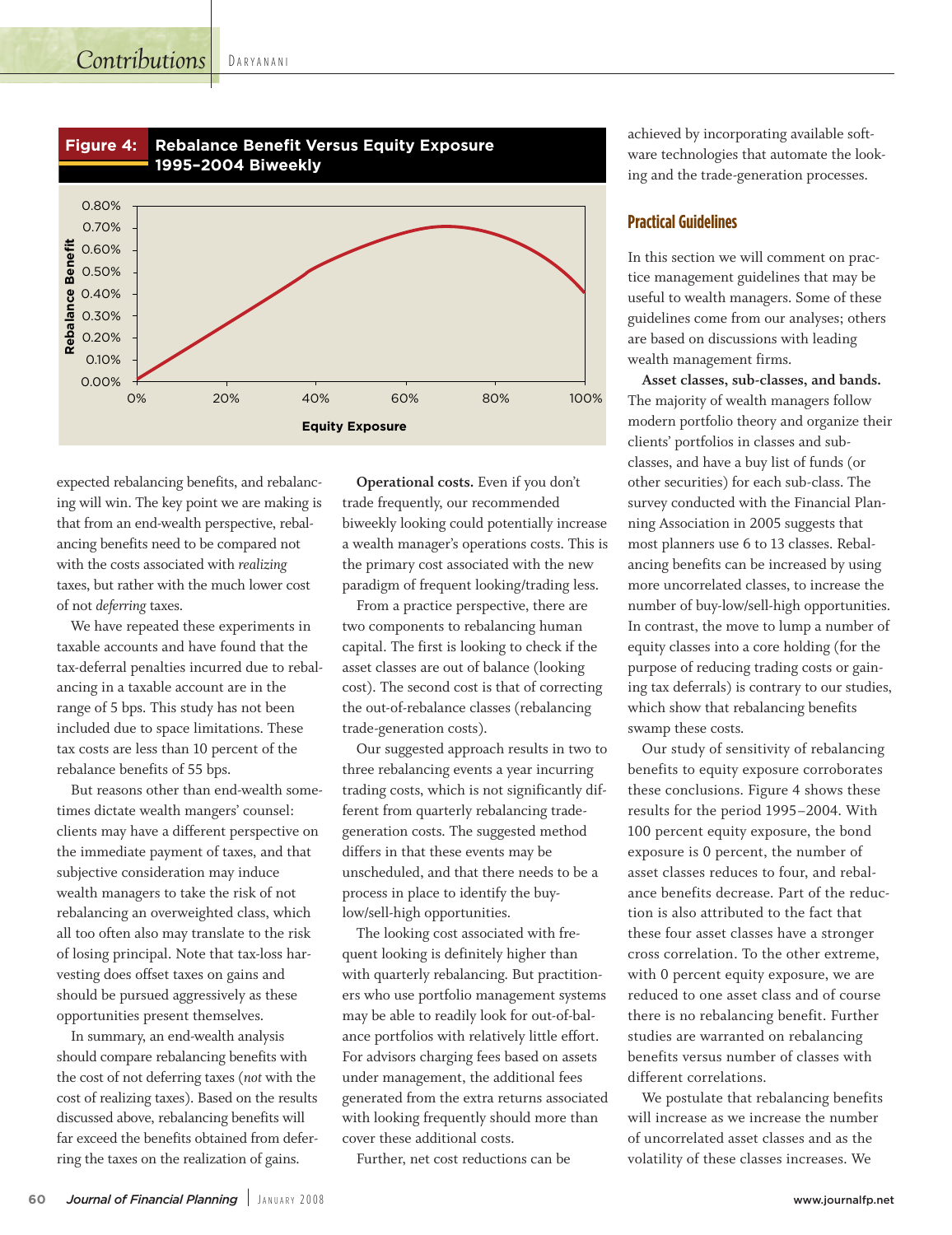**Figure 4: Rebalance Benefit Versus Equity Exposure 1995–2004 Biweekly**

expected rebalancing benefits, and rebalancing will win. The key point we are making is that from an end-wealth perspective, rebalancing benefits need to be compared not with the costs associated with *realizing* taxes, but rather with the much lower cost of not *deferring* taxes.

We have repeated these experiments in taxable accounts and have found that the tax-deferral penalties incurred due to rebalancing in a taxable account are in the range of 5 bps. This study has not been included due to space limitations. These tax costs are less than 10 percent of the rebalance benefits of 55 bps.

But reasons other than end-wealth sometimes dictate wealth mangers' counsel: clients may have a different perspective on the immediate payment of taxes, and that subjective consideration may induce wealth managers to take the risk of not rebalancing an overweighted class, which all too often also may translate to the risk of losing principal. Note that tax-loss harvesting does offset taxes on gains and should be pursued aggressively as these opportunities present themselves.

In summary, an end-wealth analysis should compare rebalancing benefits with the cost of not deferring taxes (*not* with the cost of realizing taxes). Based on the results discussed above, rebalancing benefits will far exceed the benefits obtained from deferring the taxes on the realization of gains.

**Operational costs.** Even if you don't trade frequently, our recommended biweekly looking could potentially increase a wealth manager's operations costs. This is the primary cost associated with the new paradigm of frequent looking/trading less.

From a practice perspective, there are two components to rebalancing human capital. The first is looking to check if the asset classes are out of balance (looking cost). The second cost is that of correcting the out-of-rebalance classes (rebalancing trade-generation costs).

Our suggested approach results in two to three rebalancing events a year incurring trading costs, which is not significantly different from quarterly rebalancing trade-generation costs. The suggested method differs in that these events may be unscheduled, and that there needs to be a process in place to identify the buy-low/sell-high opportunities.

The looking cost associated with frequent looking is definitely higher than with quarterly rebalancing. But practitioners who use portfolio management systems may be able to readily look for out-of-balance portfolios with relatively little effort. For advisors charging fees based on assets under management, the additional fees generated from the extra returns associated with looking frequently should more than cover these additional costs.

Further, net cost reductions can be achieved by incorporating available software technologies that automate the looking and the trade-generation processes.

## Practical Guidelines

In this section we will comment on practice management guidelines that may be useful to wealth managers. Some of these guidelines come from our analyses; others are based on discussions with leading wealth management firms.

**Asset classes, sub-classes, and bands.** The majority of wealth managers follow modern portfolio theory and organize their clients' portfolios in classes and sub-classes, and have a buy list of funds (or other securities) for each sub-class. The survey conducted with the Financial Planning Association in 2005 suggests that most planners use 6 to 13 classes. Rebalancing benefits can be increased by using more uncorrelated classes, to increase the number of buy-low/sell-high opportunities. In contrast, the move to lump a number of equity classes into a core holding (for the purpose of reducing trading costs or gaining tax deferrals) is contrary to our studies, which show that rebalancing benefits swamp these costs.

Our study of sensitivity of rebalancing benefits to equity exposure corroborates these conclusions. Figure 4 shows these results for the period 1995–2004. With 100 percent equity exposure, the bond exposure is 0 percent, the number of asset classes reduces to four, and rebalance benefits decrease. Part of the reduction is also attributed to the fact that these four asset classes have a stronger cross correlation. To the other extreme, with 0 percent equity exposure, we are reduced to one asset class and of course there is no rebalancing benefit. Further studies are warranted on rebalancing benefits versus number of classes with different correlations.

We postulate that rebalancing benefits will increase as we increase the number of uncorrelated asset classes and as the volatility of these classes increases. We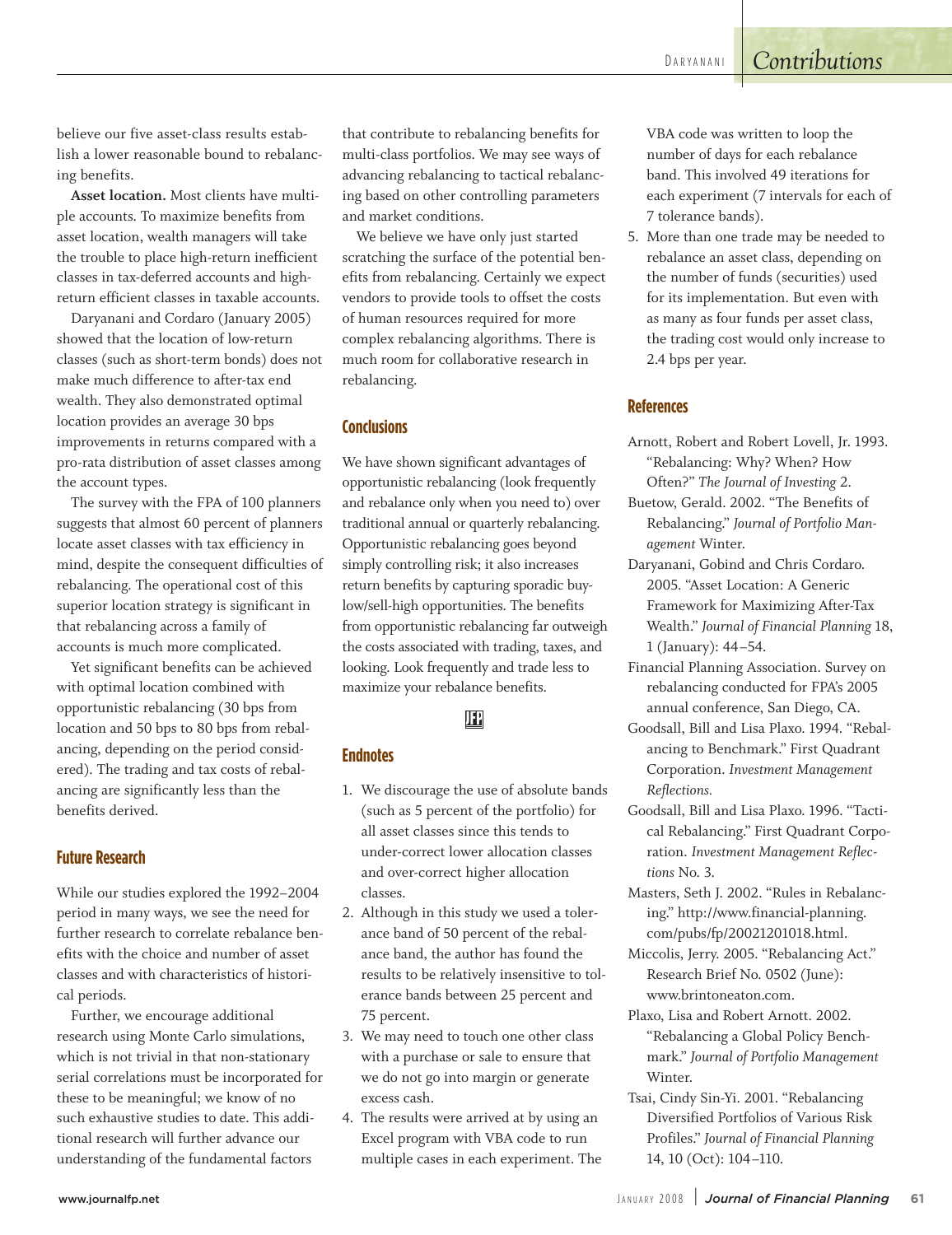believe our five asset-class results establish a lower reasonable bound to rebalancing benefits.

**Asset location.** Most clients have multiple accounts. To maximize benefits from asset location, wealth managers will take the trouble to place high-return inefficient classes in tax-deferred accounts and high-return efficient classes in taxable accounts.

Daryanani and Cordaro (January 2005) showed that the location of low-return classes (such as short-term bonds) does not make much difference to after-tax end wealth. They also demonstrated optimal location provides an average 30 bps improvements in returns compared with a pro-rata distribution of asset classes among the account types.

The survey with the FPA of 100 planners suggests that almost 60 percent of planners locate asset classes with tax efficiency in mind, despite the consequent difficulties of rebalancing. The operational cost of this superior location strategy is significant in that rebalancing across a family of accounts is much more complicated.

Yet significant benefits can be achieved with optimal location combined with opportunistic rebalancing (30 bps from location and 50 bps to 80 bps from rebalancing, depending on the period considered). The trading and tax costs of rebalancing are significantly less than the benefits derived.

## Future Research

While our studies explored the 1992–2004 period in many ways, we see the need for further research to correlate rebalance benefits with the choice and number of asset classes and with characteristics of historical periods.

Further, we encourage additional research using Monte Carlo simulations, which is not trivial in that non-stationary serial correlations must be incorporated for these to be meaningful; we know of no such exhaustive studies to date. This additional research will further advance our understanding of the fundamental factors that contribute to rebalancing benefits for multi-class portfolios. We may see ways of advancing rebalancing to tactical rebalancing based on other controlling parameters and market conditions.

We believe we have only just started scratching the surface of the potential benefits from rebalancing. Certainly we expect vendors to provide tools to offset the costs of human resources required for more complex rebalancing algorithms. There is much room for collaborative research in rebalancing.

## Conclusions

We have shown significant advantages of opportunistic rebalancing (look frequently and rebalance only when you need to) over traditional annual or quarterly rebalancing. Opportunistic rebalancing goes beyond simply controlling risk; it also increases return benefits by capturing sporadic buy-low/sell-high opportunities. The benefits from opportunistic rebalancing far outweigh the costs associated with trading, taxes, and looking. Look frequently and trade less to maximize your rebalance benefits.

## Endnotes

1. We discourage the use of absolute bands (such as 5 percent of the portfolio) for all asset classes since this tends to under-correct lower allocation classes and over-correct higher allocation classes.
2. Although in this study we used a tolerance band of 50 percent of the rebalance band, the author has found the results to be relatively insensitive to tolerance bands between 25 percent and 75 percent.
3. We may need to touch one other class with a purchase or sale to ensure that we do not go into margin or generate excess cash.
4. The results were arrived at by using an Excel program with VBA code to run multiple cases in each experiment. The VBA code was written to loop the number of days for each rebalance band. This involved 49 iterations for each experiment (7 intervals for each of 7 tolerance bands).
5. More than one trade may be needed to rebalance an asset class, depending on the number of funds (securities) used for its implementation. But even with as many as four funds per asset class, the trading cost would only increase to 2.4 bps per year.

## References

Arnott, Robert and Robert Lovell, Jr. 1993. "Rebalancing: Why? When? How Often?" *The Journal of Investing* 2.

Buetow, Gerald. 2002. "The Benefits of Rebalancing." *Journal of Portfolio Management* Winter.

Daryanani, Gobind and Chris Cordaro. 2005. "Asset Location: A Generic Framework for Maximizing After-Tax Wealth." *Journal of Financial Planning* 18, 1 (January): 44–54.

Financial Planning Association. Survey on rebalancing conducted for FPA's 2005 annual conference, San Diego, CA.

Goodsall, Bill and Lisa Plaxo. 1994. "Rebalancing to Benchmark." First Quadrant Corporation. *Investment Management Reflections*.

Goodsall, Bill and Lisa Plaxo. 1996. "Tactical Rebalancing." First Quadrant Corporation. *Investment Management Reflections* No. 3.

Masters, Seth J. 2002. "Rules in Rebalancing." http://www.financial-planning.com/pubs/fp/20021201018.html.

Miccolis, Jerry. 2005. "Rebalancing Act." Research Brief No. 0502 (June): www.brintoneaton.com.

Plaxo, Lisa and Robert Arnott. 2002. "Rebalancing a Global Policy Benchmark." *Journal of Portfolio Management* Winter.

Tsai, Cindy Sin-Yi. 2001. "Rebalancing Diversified Portfolios of Various Risk Profiles." *Journal of Financial Planning* 14, 10 (Oct): 104–110.